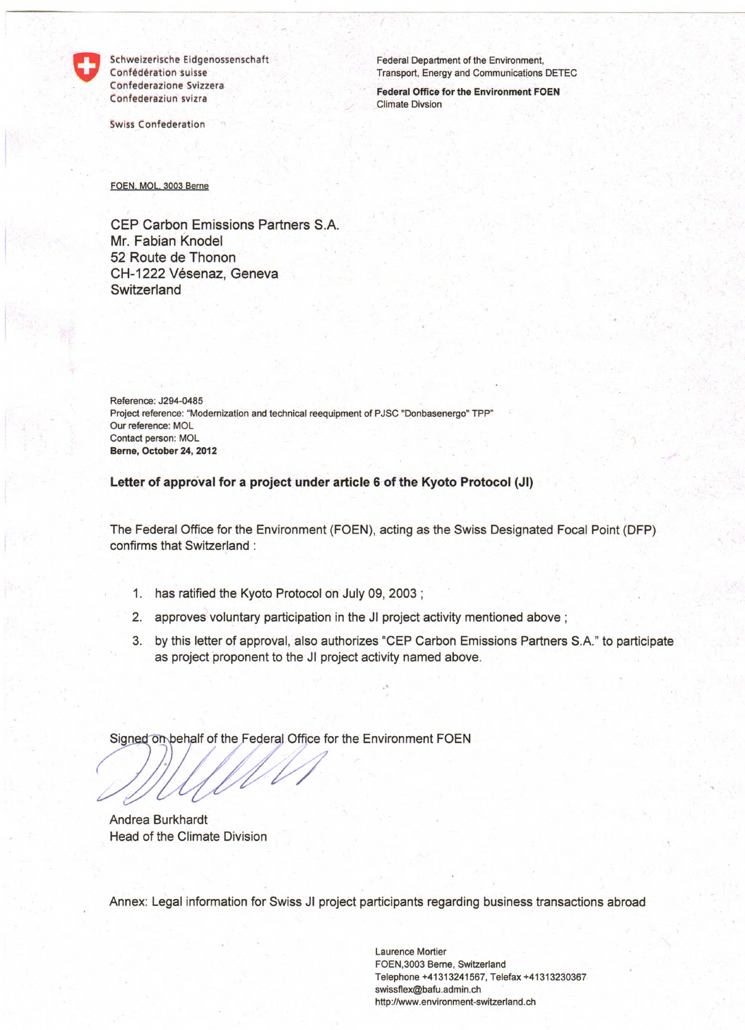Schweizerische Eidgenossenschaft
Confédération suisse
Confederazione Svizzera
Confederaziun svizra

Swiss Confederation

Federal Department of the Environment,
Transport, Energy and Communications DETEC

**Federal Office for the Environment FOEN**
Climate Divsion

FOEN, MOL, 3003 Berne

CEP Carbon Emissions Partners S.A.
Mr. Fabian Knodel
52 Route de Thonon
CH-1222 Vésenaz, Geneva
Switzerland

Reference: J294-0485
Project reference: "Modernization and technical reequipment of PJSC "Donbasenergo" TPP"
Our reference: MOL
Contact person: MOL
**Berne, October 24, 2012**

**Letter of approval for a project under article 6 of the Kyoto Protocol (JI)**

The Federal Office for the Environment (FOEN), acting as the Swiss Designated Focal Point (DFP) confirms that Switzerland :

1. has ratified the Kyoto Protocol on July 09, 2003 ;
2. approves voluntary participation in the JI project activity mentioned above ;
3. by this letter of approval, also authorizes "CEP Carbon Emissions Partners S.A." to participate as project proponent to the JI project activity named above.

Signed on behalf of the Federal Office for the Environment FOEN

Andrea Burkhardt
Head of the Climate Division

Annex: Legal information for Swiss JI project participants regarding business transactions abroad

Laurence Mortier
FOEN,3003 Berne, Switzerland
Telephone +41313241567, Telefax +41313230367
swissflex@bafu.admin.ch
http://www.environment-switzerland.ch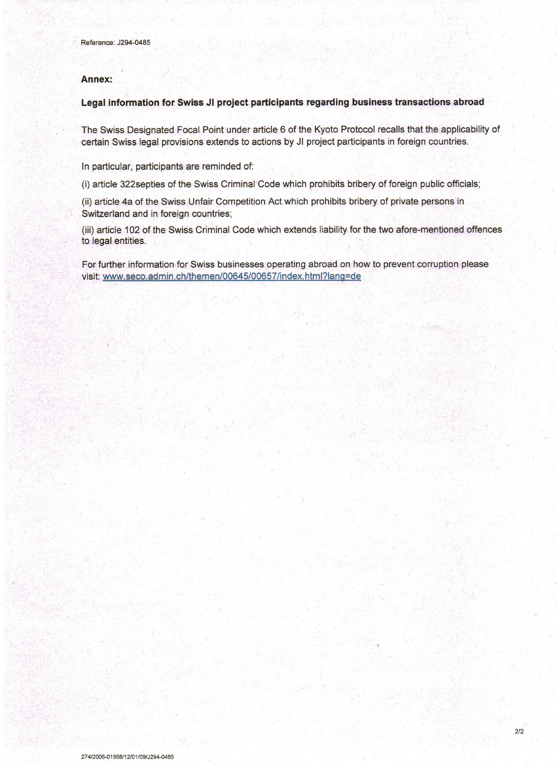Reference: J294-0485

## Annex:

**Legal information for Swiss JI project participants regarding business transactions abroad**

The Swiss Designated Focal Point under article 6 of the Kyoto Protocol recalls that the applicability of certain Swiss legal provisions extends to actions by JI project participants in foreign countries.

In particular, participants are reminded of:

(i) article 322septies of the Swiss Criminal Code which prohibits bribery of foreign public officials;

(ii) article 4a of the Swiss Unfair Competition Act which prohibits bribery of private persons in Switzerland and in foreign countries;

(iii) article 102 of the Swiss Criminal Code which extends liability for the two afore-mentioned offences to legal entities.

For further information for Swiss businesses operating abroad on how to prevent corruption please visit: www.seco.admin.ch/themen/00645/00657/index.html?lang=de

274/2006-01958/12/01/09/J294-0485